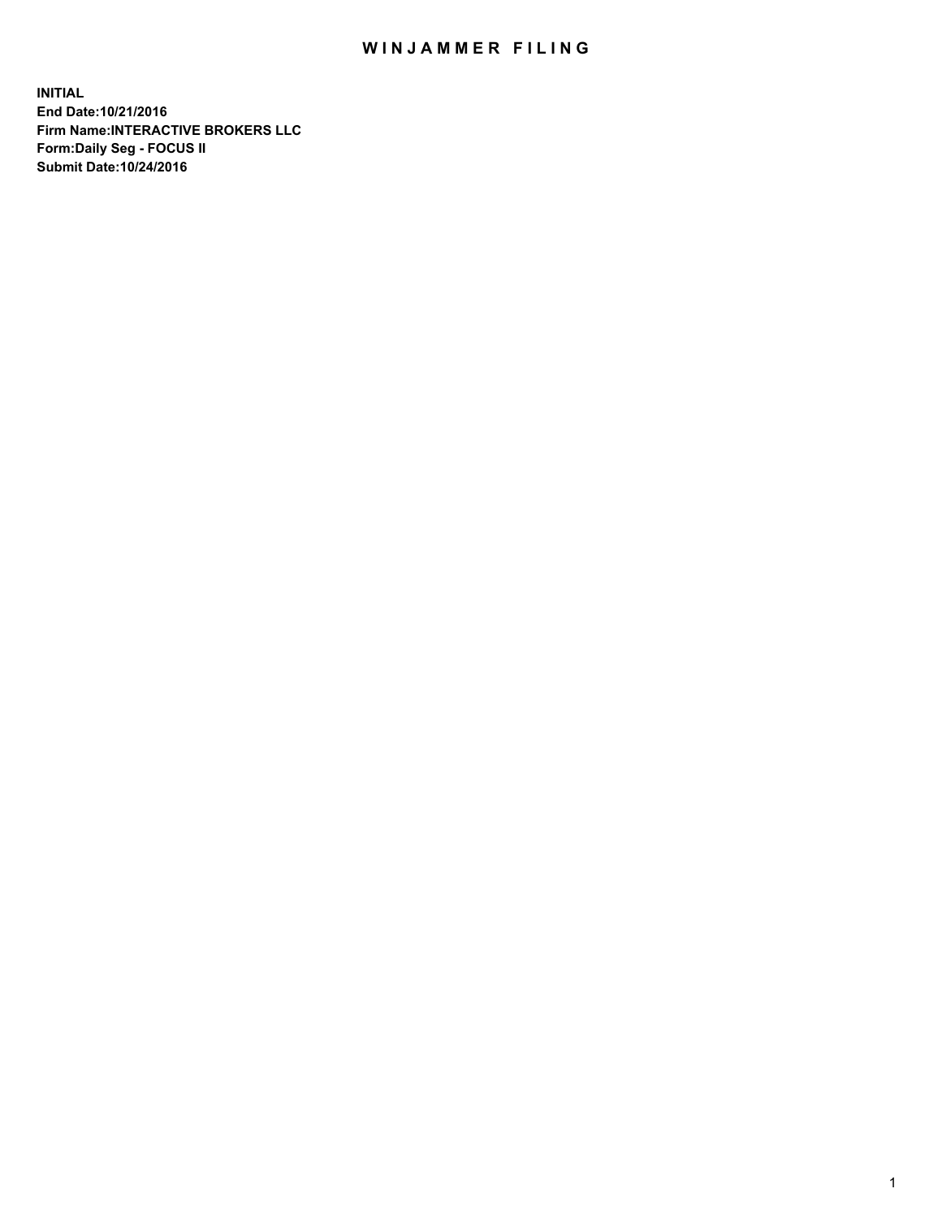# WINJAMMER FILING

**INITIAL**
**End Date:10/21/2016**
**Firm Name:INTERACTIVE BROKERS LLC**
**Form:Daily Seg - FOCUS II**
**Submit Date:10/24/2016**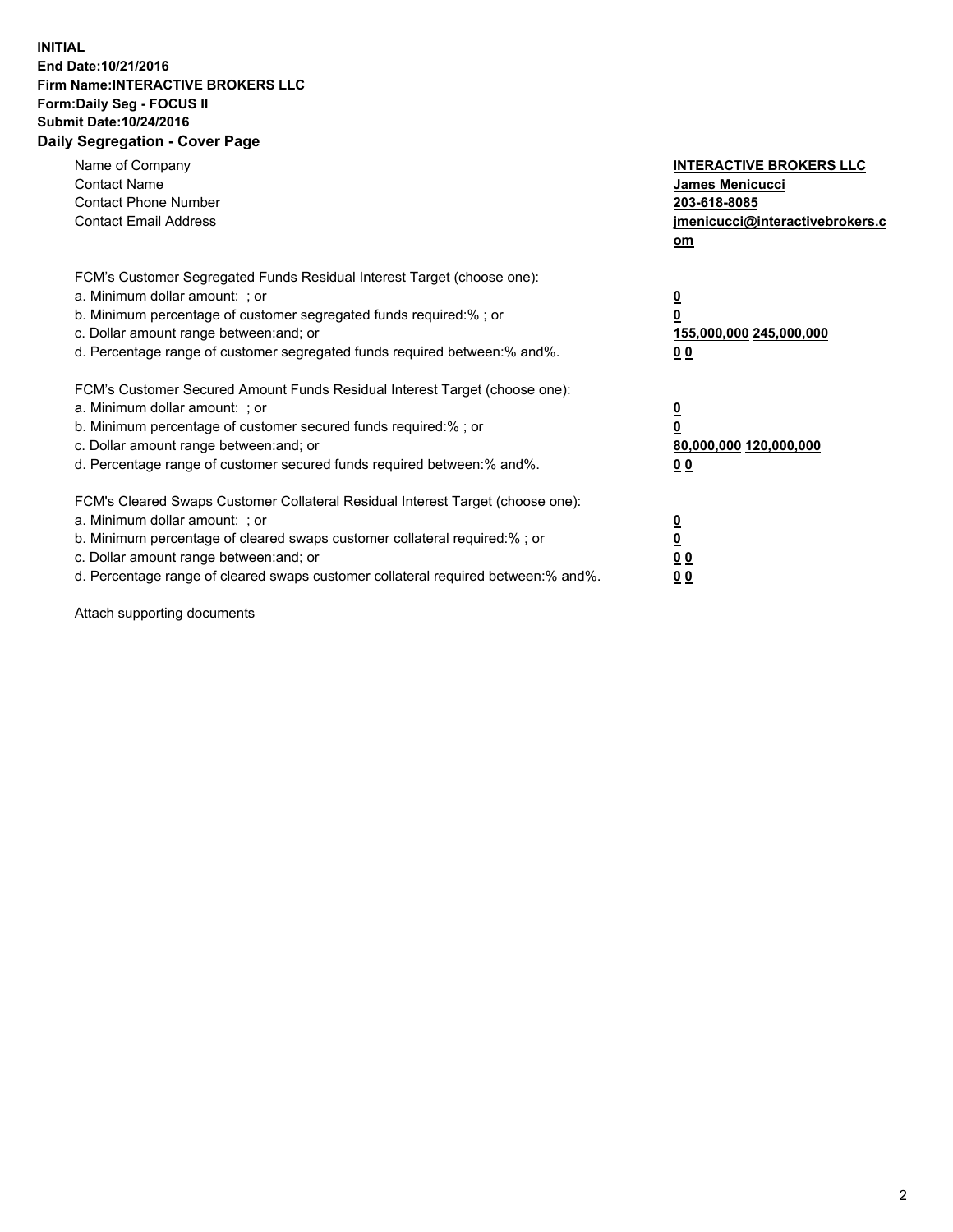**INITIAL**
**End Date:10/21/2016**
**Firm Name:INTERACTIVE BROKERS LLC**
**Form:Daily Seg - FOCUS II**
**Submit Date:10/24/2016**

## Daily Segregation - Cover Page

| | |
|---|---|
| Name of Company | **INTERACTIVE BROKERS LLC** |
| Contact Name | **James Menicucci** |
| Contact Phone Number | **203-618-8085** |
| Contact Email Address | **jmenicucci@interactivebrokers.com** |

FCM's Customer Segregated Funds Residual Interest Target (choose one):

| | |
|---|---|
| a. Minimum dollar amount: ; or | **0** |
| b. Minimum percentage of customer segregated funds required:% ; or | **0** |
| c. Dollar amount range between:and; or | **155,000,000 245,000,000** |
| d. Percentage range of customer segregated funds required between:% and%. | **0 0** |

FCM's Customer Secured Amount Funds Residual Interest Target (choose one):

| | |
|---|---|
| a. Minimum dollar amount: ; or | **0** |
| b. Minimum percentage of customer secured funds required:% ; or | **0** |
| c. Dollar amount range between:and; or | **80,000,000 120,000,000** |
| d. Percentage range of customer secured funds required between:% and%. | **0 0** |

FCM's Cleared Swaps Customer Collateral Residual Interest Target (choose one):

| | |
|---|---|
| a. Minimum dollar amount: ; or | **0** |
| b. Minimum percentage of cleared swaps customer collateral required:% ; or | **0** |
| c. Dollar amount range between:and; or | **0 0** |
| d. Percentage range of cleared swaps customer collateral required between:% and%. | **0 0** |

Attach supporting documents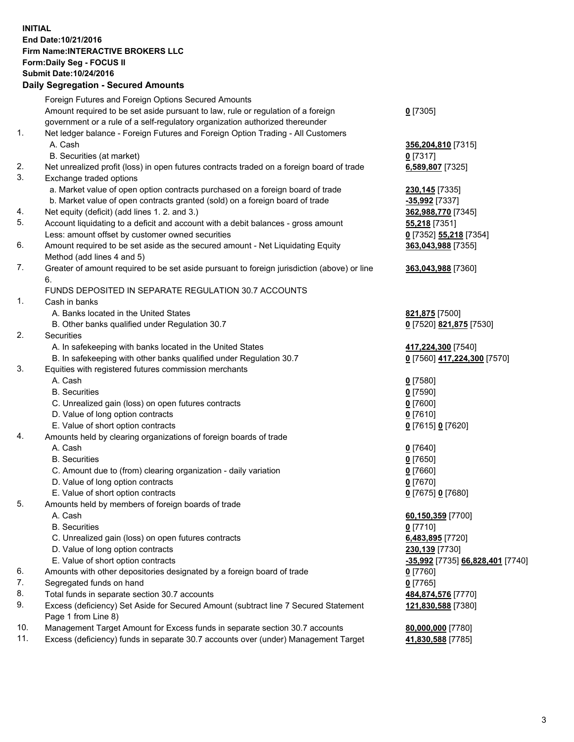**INITIAL**
**End Date:10/21/2016**
**Firm Name:INTERACTIVE BROKERS LLC**
**Form:Daily Seg - FOCUS II**
**Submit Date:10/24/2016**

**Daily Segregation - Secured Amounts**

| | | |
|---|---|---|
| | Foreign Futures and Foreign Options Secured Amounts | |
| | Amount required to be set aside pursuant to law, rule or regulation of a foreign government or a rule of a self-regulatory organization authorized thereunder | **0** [7305] |
| 1. | Net ledger balance - Foreign Futures and Foreign Option Trading - All Customers | |
| | A. Cash | **356,204,810** [7315] |
| | B. Securities (at market) | **0** [7317] |
| 2. | Net unrealized profit (loss) in open futures contracts traded on a foreign board of trade | **6,589,807** [7325] |
| 3. | Exchange traded options | |
| | a. Market value of open option contracts purchased on a foreign board of trade | **230,145** [7335] |
| | b. Market value of open contracts granted (sold) on a foreign board of trade | **-35,992** [7337] |
| 4. | Net equity (deficit) (add lines 1. 2. and 3.) | **362,988,770** [7345] |
| 5. | Account liquidating to a deficit and account with a debit balances - gross amount | **55,218** [7351] |
| | Less: amount offset by customer owned securities | **0** [7352] **55,218** [7354] |
| 6. | Amount required to be set aside as the secured amount - Net Liquidating Equity Method (add lines 4 and 5) | **363,043,988** [7355] |
| 7. | Greater of amount required to be set aside pursuant to foreign jurisdiction (above) or line 6. | **363,043,988** [7360] |
| | FUNDS DEPOSITED IN SEPARATE REGULATION 30.7 ACCOUNTS | |
| 1. | Cash in banks | |
| | A. Banks located in the United States | **821,875** [7500] |
| | B. Other banks qualified under Regulation 30.7 | **0** [7520] **821,875** [7530] |
| 2. | Securities | |
| | A. In safekeeping with banks located in the United States | **417,224,300** [7540] |
| | B. In safekeeping with other banks qualified under Regulation 30.7 | **0** [7560] **417,224,300** [7570] |
| 3. | Equities with registered futures commission merchants | |
| | A. Cash | **0** [7580] |
| | B. Securities | **0** [7590] |
| | C. Unrealized gain (loss) on open futures contracts | **0** [7600] |
| | D. Value of long option contracts | **0** [7610] |
| | E. Value of short option contracts | **0** [7615] **0** [7620] |
| 4. | Amounts held by clearing organizations of foreign boards of trade | |
| | A. Cash | **0** [7640] |
| | B. Securities | **0** [7650] |
| | C. Amount due to (from) clearing organization - daily variation | **0** [7660] |
| | D. Value of long option contracts | **0** [7670] |
| | E. Value of short option contracts | **0** [7675] **0** [7680] |
| 5. | Amounts held by members of foreign boards of trade | |
| | A. Cash | **60,150,359** [7700] |
| | B. Securities | **0** [7710] |
| | C. Unrealized gain (loss) on open futures contracts | **6,483,895** [7720] |
| | D. Value of long option contracts | **230,139** [7730] |
| | E. Value of short option contracts | **-35,992** [7735] **66,828,401** [7740] |
| 6. | Amounts with other depositories designated by a foreign board of trade | **0** [7760] |
| 7. | Segregated funds on hand | **0** [7765] |
| 8. | Total funds in separate section 30.7 accounts | **484,874,576** [7770] |
| 9. | Excess (deficiency) Set Aside for Secured Amount (subtract line 7 Secured Statement Page 1 from Line 8) | **121,830,588** [7380] |
| 10. | Management Target Amount for Excess funds in separate section 30.7 accounts | **80,000,000** [7780] |
| 11. | Excess (deficiency) funds in separate 30.7 accounts over (under) Management Target | **41,830,588** [7785] |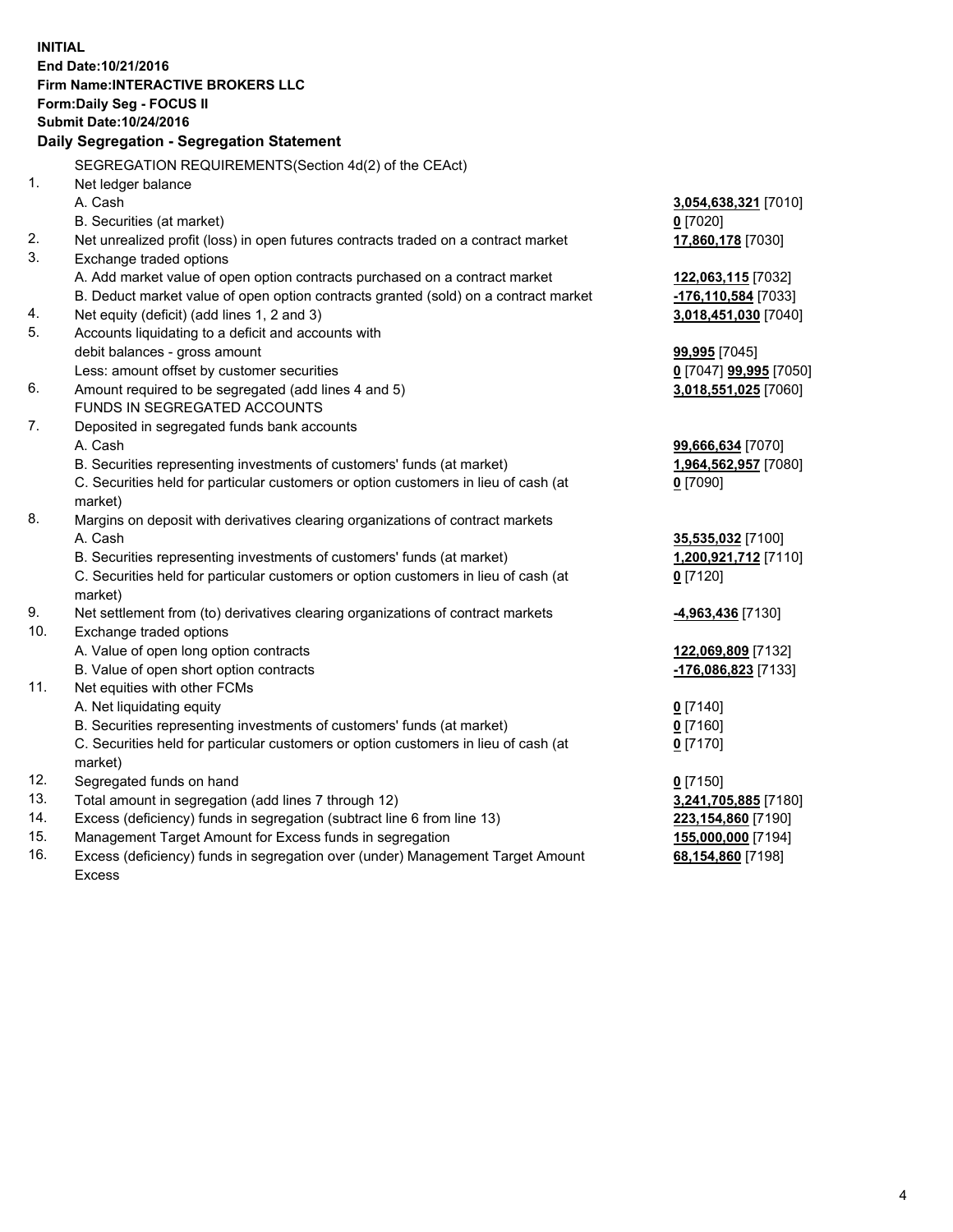**INITIAL**
**End Date:10/21/2016**
**Firm Name:INTERACTIVE BROKERS LLC**
**Form:Daily Seg - FOCUS II**
**Submit Date:10/24/2016**

**Daily Segregation - Segregation Statement**

| | | |
|---|---|---|
| | SEGREGATION REQUIREMENTS(Section 4d(2) of the CEAct) | |
| 1. | Net ledger balance | |
| | A. Cash | **3,054,638,321** [7010] |
| | B. Securities (at market) | **0** [7020] |
| 2. | Net unrealized profit (loss) in open futures contracts traded on a contract market | **17,860,178** [7030] |
| 3. | Exchange traded options | |
| | A. Add market value of open option contracts purchased on a contract market | **122,063,115** [7032] |
| | B. Deduct market value of open option contracts granted (sold) on a contract market | **-176,110,584** [7033] |
| 4. | Net equity (deficit) (add lines 1, 2 and 3) | **3,018,451,030** [7040] |
| 5. | Accounts liquidating to a deficit and accounts with debit balances - gross amount | **99,995** [7045] |
| | Less: amount offset by customer securities | **0** [7047] **99,995** [7050] |
| 6. | Amount required to be segregated (add lines 4 and 5) | **3,018,551,025** [7060] |
| | FUNDS IN SEGREGATED ACCOUNTS | |
| 7. | Deposited in segregated funds bank accounts | |
| | A. Cash | **99,666,634** [7070] |
| | B. Securities representing investments of customers' funds (at market) | **1,964,562,957** [7080] |
| | C. Securities held for particular customers or option customers in lieu of cash (at market) | **0** [7090] |
| 8. | Margins on deposit with derivatives clearing organizations of contract markets | |
| | A. Cash | **35,535,032** [7100] |
| | B. Securities representing investments of customers' funds (at market) | **1,200,921,712** [7110] |
| | C. Securities held for particular customers or option customers in lieu of cash (at market) | **0** [7120] |
| 9. | Net settlement from (to) derivatives clearing organizations of contract markets | **-4,963,436** [7130] |
| 10. | Exchange traded options | |
| | A. Value of open long option contracts | **122,069,809** [7132] |
| | B. Value of open short option contracts | **-176,086,823** [7133] |
| 11. | Net equities with other FCMs | |
| | A. Net liquidating equity | **0** [7140] |
| | B. Securities representing investments of customers' funds (at market) | **0** [7160] |
| | C. Securities held for particular customers or option customers in lieu of cash (at market) | **0** [7170] |
| 12. | Segregated funds on hand | **0** [7150] |
| 13. | Total amount in segregation (add lines 7 through 12) | **3,241,705,885** [7180] |
| 14. | Excess (deficiency) funds in segregation (subtract line 6 from line 13) | **223,154,860** [7190] |
| 15. | Management Target Amount for Excess funds in segregation | **155,000,000** [7194] |
| 16. | Excess (deficiency) funds in segregation over (under) Management Target Amount Excess | **68,154,860** [7198] |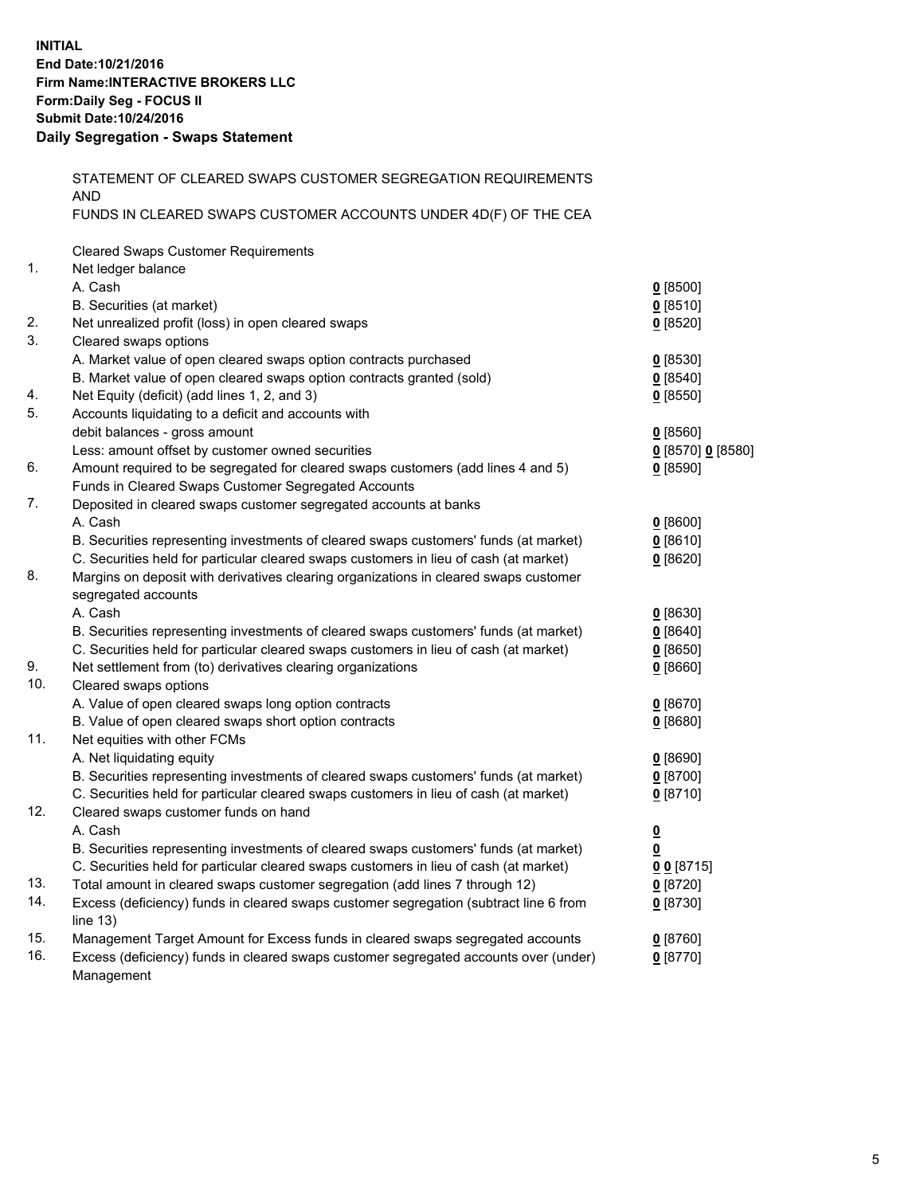**INITIAL**
**End Date:10/21/2016**
**Firm Name:INTERACTIVE BROKERS LLC**
**Form:Daily Seg - FOCUS II**
**Submit Date:10/24/2016**
**Daily Segregation - Swaps Statement**

STATEMENT OF CLEARED SWAPS CUSTOMER SEGREGATION REQUIREMENTS AND FUNDS IN CLEARED SWAPS CUSTOMER ACCOUNTS UNDER 4D(F) OF THE CEA

| | | |
|---|---|---|
| | Cleared Swaps Customer Requirements | |
| 1. | Net ledger balance | |
| | A. Cash | 0 [8500] |
| | B. Securities (at market) | 0 [8510] |
| 2. | Net unrealized profit (loss) in open cleared swaps | 0 [8520] |
| 3. | Cleared swaps options | |
| | A. Market value of open cleared swaps option contracts purchased | 0 [8530] |
| | B. Market value of open cleared swaps option contracts granted (sold) | 0 [8540] |
| 4. | Net Equity (deficit) (add lines 1, 2, and 3) | 0 [8550] |
| 5. | Accounts liquidating to a deficit and accounts with debit balances - gross amount | 0 [8560] |
| | Less: amount offset by customer owned securities | 0 [8570] 0 [8580] |
| 6. | Amount required to be segregated for cleared swaps customers (add lines 4 and 5) | 0 [8590] |
| | Funds in Cleared Swaps Customer Segregated Accounts | |
| 7. | Deposited in cleared swaps customer segregated accounts at banks | |
| | A. Cash | 0 [8600] |
| | B. Securities representing investments of cleared swaps customers' funds (at market) | 0 [8610] |
| | C. Securities held for particular cleared swaps customers in lieu of cash (at market) | 0 [8620] |
| 8. | Margins on deposit with derivatives clearing organizations in cleared swaps customer segregated accounts | |
| | A. Cash | 0 [8630] |
| | B. Securities representing investments of cleared swaps customers' funds (at market) | 0 [8640] |
| | C. Securities held for particular cleared swaps customers in lieu of cash (at market) | 0 [8650] |
| 9. | Net settlement from (to) derivatives clearing organizations | 0 [8660] |
| 10. | Cleared swaps options | |
| | A. Value of open cleared swaps long option contracts | 0 [8670] |
| | B. Value of open cleared swaps short option contracts | 0 [8680] |
| 11. | Net equities with other FCMs | |
| | A. Net liquidating equity | 0 [8690] |
| | B. Securities representing investments of cleared swaps customers' funds (at market) | 0 [8700] |
| | C. Securities held for particular cleared swaps customers in lieu of cash (at market) | 0 [8710] |
| 12. | Cleared swaps customer funds on hand | |
| | A. Cash | 0 |
| | B. Securities representing investments of cleared swaps customers' funds (at market) | 0 |
| | C. Securities held for particular cleared swaps customers in lieu of cash (at market) | 0 0 [8715] |
| 13. | Total amount in cleared swaps customer segregation (add lines 7 through 12) | 0 [8720] |
| 14. | Excess (deficiency) funds in cleared swaps customer segregation (subtract line 6 from line 13) | 0 [8730] |
| 15. | Management Target Amount for Excess funds in cleared swaps segregated accounts | 0 [8760] |
| 16. | Excess (deficiency) funds in cleared swaps customer segregated accounts over (under) Management | 0 [8770] |